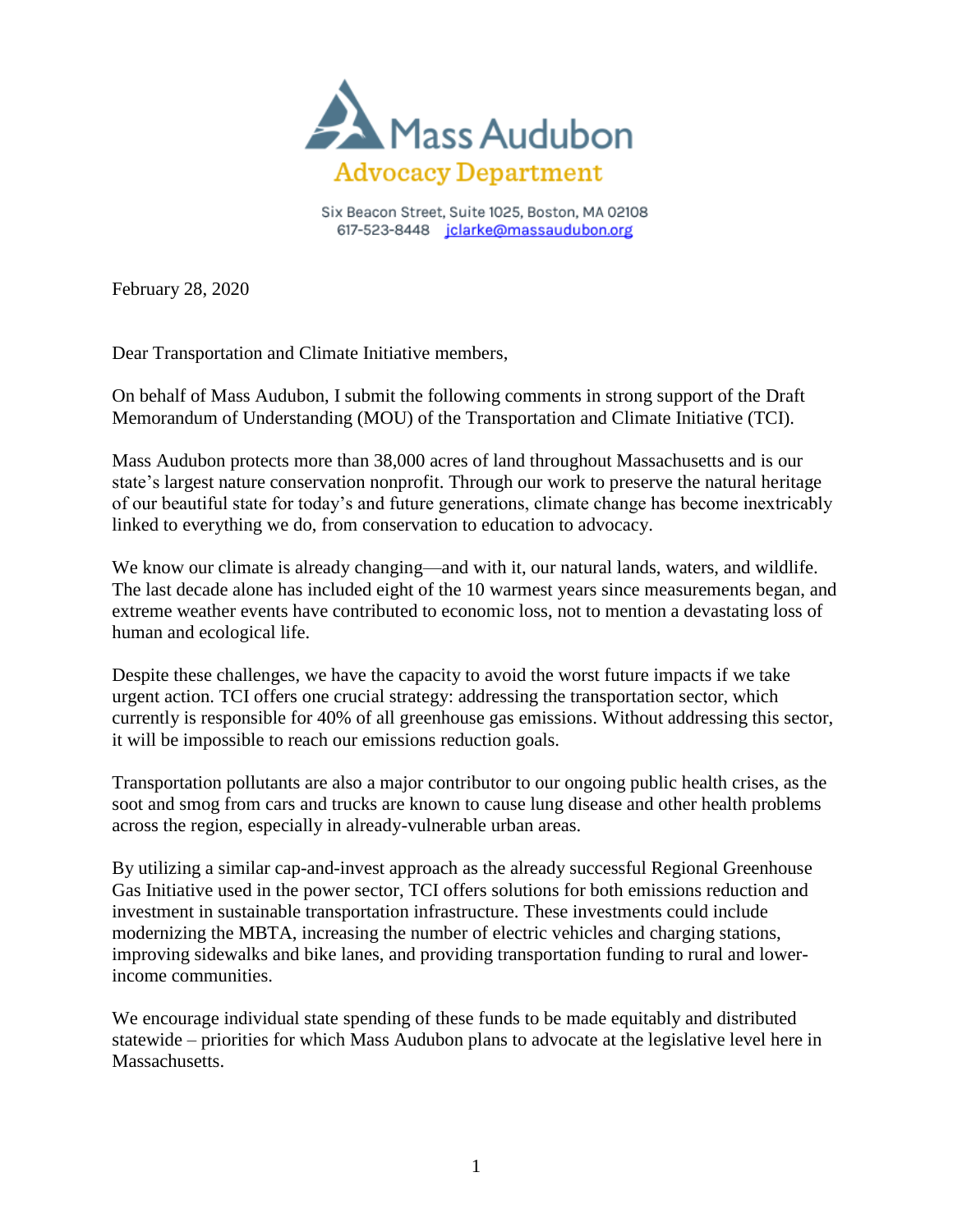# Mass Audubon

## Advocacy Department

Six Beacon Street, Suite 1025, Boston, MA 02108
617-523-8448 jclarke@massaudubon.org

February 28, 2020

Dear Transportation and Climate Initiative members,

On behalf of Mass Audubon, I submit the following comments in strong support of the Draft Memorandum of Understanding (MOU) of the Transportation and Climate Initiative (TCI).

Mass Audubon protects more than 38,000 acres of land throughout Massachusetts and is our state's largest nature conservation nonprofit. Through our work to preserve the natural heritage of our beautiful state for today's and future generations, climate change has become inextricably linked to everything we do, from conservation to education to advocacy.

We know our climate is already changing—and with it, our natural lands, waters, and wildlife. The last decade alone has included eight of the 10 warmest years since measurements began, and extreme weather events have contributed to economic loss, not to mention a devastating loss of human and ecological life.

Despite these challenges, we have the capacity to avoid the worst future impacts if we take urgent action. TCI offers one crucial strategy: addressing the transportation sector, which currently is responsible for 40% of all greenhouse gas emissions. Without addressing this sector, it will be impossible to reach our emissions reduction goals.

Transportation pollutants are also a major contributor to our ongoing public health crises, as the soot and smog from cars and trucks are known to cause lung disease and other health problems across the region, especially in already-vulnerable urban areas.

By utilizing a similar cap-and-invest approach as the already successful Regional Greenhouse Gas Initiative used in the power sector, TCI offers solutions for both emissions reduction and investment in sustainable transportation infrastructure. These investments could include modernizing the MBTA, increasing the number of electric vehicles and charging stations, improving sidewalks and bike lanes, and providing transportation funding to rural and lower-income communities.

We encourage individual state spending of these funds to be made equitably and distributed statewide – priorities for which Mass Audubon plans to advocate at the legislative level here in Massachusetts.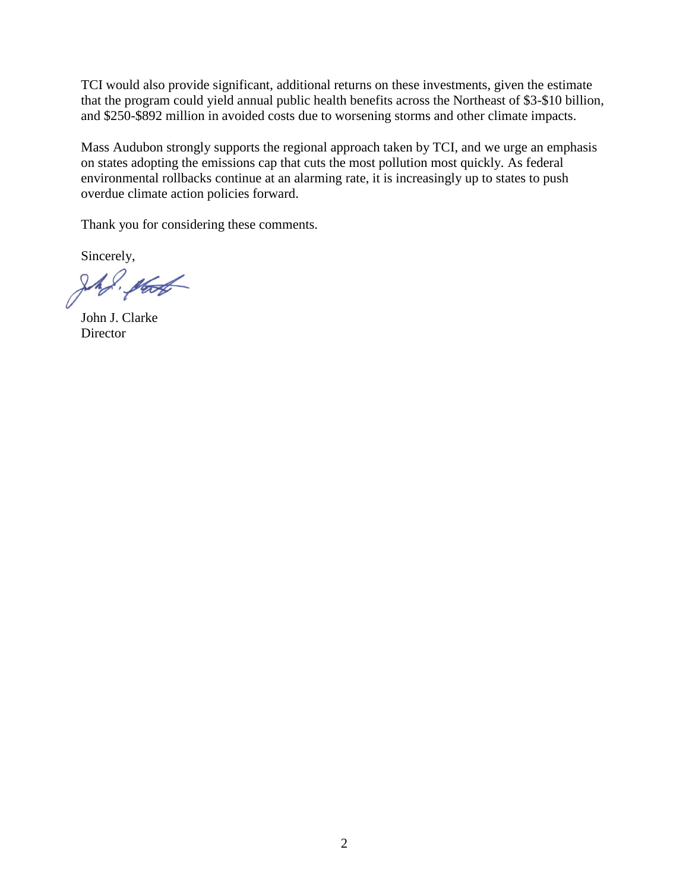TCI would also provide significant, additional returns on these investments, given the estimate that the program could yield annual public health benefits across the Northeast of $3-$10 billion, and $250-$892 million in avoided costs due to worsening storms and other climate impacts.

Mass Audubon strongly supports the regional approach taken by TCI, and we urge an emphasis on states adopting the emissions cap that cuts the most pollution most quickly. As federal environmental rollbacks continue at an alarming rate, it is increasingly up to states to push overdue climate action policies forward.

Thank you for considering these comments.

Sincerely,

John J. Clarke
Director